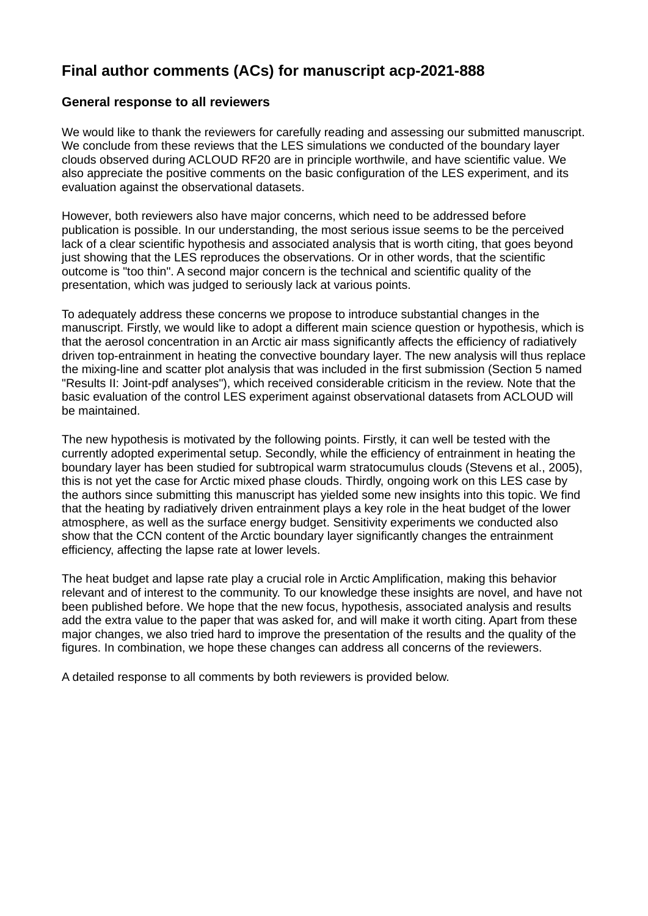# Final author comments (ACs) for manuscript acp-2021-888

## General response to all reviewers

We would like to thank the reviewers for carefully reading and assessing our submitted manuscript. We conclude from these reviews that the LES simulations we conducted of the boundary layer clouds observed during ACLOUD RF20 are in principle worthwile, and have scientific value. We also appreciate the positive comments on the basic configuration of the LES experiment, and its evaluation against the observational datasets.

However, both reviewers also have major concerns, which need to be addressed before publication is possible. In our understanding, the most serious issue seems to be the perceived lack of a clear scientific hypothesis and associated analysis that is worth citing, that goes beyond just showing that the LES reproduces the observations. Or in other words, that the scientific outcome is "too thin". A second major concern is the technical and scientific quality of the presentation, which was judged to seriously lack at various points.

To adequately address these concerns we propose to introduce substantial changes in the manuscript. Firstly, we would like to adopt a different main science question or hypothesis, which is that the aerosol concentration in an Arctic air mass significantly affects the efficiency of radiatively driven top-entrainment in heating the convective boundary layer. The new analysis will thus replace the mixing-line and scatter plot analysis that was included in the first submission (Section 5 named "Results II: Joint-pdf analyses"), which received considerable criticism in the review. Note that the basic evaluation of the control LES experiment against observational datasets from ACLOUD will be maintained.

The new hypothesis is motivated by the following points. Firstly, it can well be tested with the currently adopted experimental setup. Secondly, while the efficiency of entrainment in heating the boundary layer has been studied for subtropical warm stratocumulus clouds (Stevens et al., 2005), this is not yet the case for Arctic mixed phase clouds. Thirdly, ongoing work on this LES case by the authors since submitting this manuscript has yielded some new insights into this topic. We find that the heating by radiatively driven entrainment plays a key role in the heat budget of the lower atmosphere, as well as the surface energy budget. Sensitivity experiments we conducted also show that the CCN content of the Arctic boundary layer significantly changes the entrainment efficiency, affecting the lapse rate at lower levels.

The heat budget and lapse rate play a crucial role in Arctic Amplification, making this behavior relevant and of interest to the community. To our knowledge these insights are novel, and have not been published before. We hope that the new focus, hypothesis, associated analysis and results add the extra value to the paper that was asked for, and will make it worth citing. Apart from these major changes, we also tried hard to improve the presentation of the results and the quality of the figures. In combination, we hope these changes can address all concerns of the reviewers.

A detailed response to all comments by both reviewers is provided below.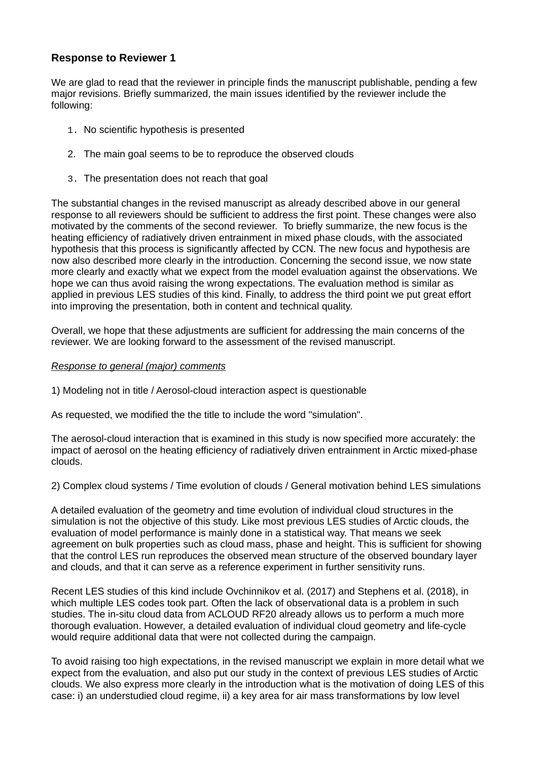### Response to Reviewer 1

We are glad to read that the reviewer in principle finds the manuscript publishable, pending a few major revisions. Briefly summarized, the main issues identified by the reviewer include the following:

1. No scientific hypothesis is presented
2. The main goal seems to be to reproduce the observed clouds
3. The presentation does not reach that goal

The substantial changes in the revised manuscript as already described above in our general response to all reviewers should be sufficient to address the first point. These changes were also motivated by the comments of the second reviewer. To briefly summarize, the new focus is the heating efficiency of radiatively driven entrainment in mixed phase clouds, with the associated hypothesis that this process is significantly affected by CCN. The new focus and hypothesis are now also described more clearly in the introduction. Concerning the second issue, we now state more clearly and exactly what we expect from the model evaluation against the observations. We hope we can thus avoid raising the wrong expectations. The evaluation method is similar as applied in previous LES studies of this kind. Finally, to address the third point we put great effort into improving the presentation, both in content and technical quality.

Overall, we hope that these adjustments are sufficient for addressing the main concerns of the reviewer. We are looking forward to the assessment of the revised manuscript.

*Response to general (major) comments*

1) Modeling not in title / Aerosol-cloud interaction aspect is questionable

As requested, we modified the the title to include the word "simulation".

The aerosol-cloud interaction that is examined in this study is now specified more accurately: the impact of aerosol on the heating efficiency of radiatively driven entrainment in Arctic mixed-phase clouds.

2) Complex cloud systems / Time evolution of clouds / General motivation behind LES simulations

A detailed evaluation of the geometry and time evolution of individual cloud structures in the simulation is not the objective of this study. Like most previous LES studies of Arctic clouds, the evaluation of model performance is mainly done in a statistical way. That means we seek agreement on bulk properties such as cloud mass, phase and height. This is sufficient for showing that the control LES run reproduces the observed mean structure of the observed boundary layer and clouds, and that it can serve as a reference experiment in further sensitivity runs.

Recent LES studies of this kind include Ovchinnikov et al. (2017) and Stephens et al. (2018), in which multiple LES codes took part. Often the lack of observational data is a problem in such studies. The in-situ cloud data from ACLOUD RF20 already allows us to perform a much more thorough evaluation. However, a detailed evaluation of individual cloud geometry and life-cycle would require additional data that were not collected during the campaign.

To avoid raising too high expectations, in the revised manuscript we explain in more detail what we expect from the evaluation, and also put our study in the context of previous LES studies of Arctic clouds. We also express more clearly in the introduction what is the motivation of doing LES of this case: i) an understudied cloud regime, ii) a key area for air mass transformations by low level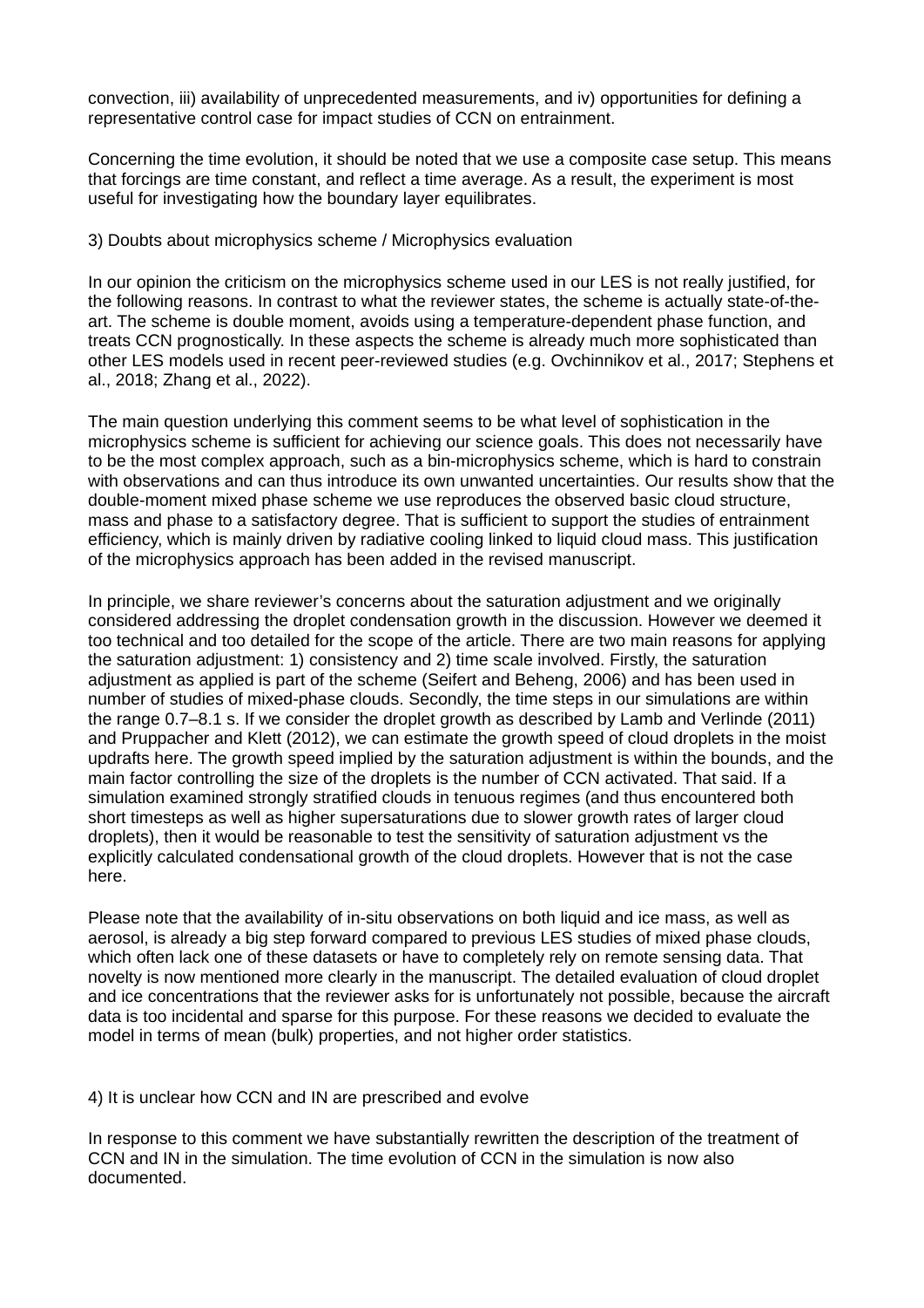convection, iii) availability of unprecedented measurements, and iv) opportunities for defining a representative control case for impact studies of CCN on entrainment.

Concerning the time evolution, it should be noted that we use a composite case setup. This means that forcings are time constant, and reflect a time average. As a result, the experiment is most useful for investigating how the boundary layer equilibrates.

3) Doubts about microphysics scheme / Microphysics evaluation

In our opinion the criticism on the microphysics scheme used in our LES is not really justified, for the following reasons. In contrast to what the reviewer states, the scheme is actually state-of-the-art. The scheme is double moment, avoids using a temperature-dependent phase function, and treats CCN prognostically. In these aspects the scheme is already much more sophisticated than other LES models used in recent peer-reviewed studies (e.g. Ovchinnikov et al., 2017; Stephens et al., 2018; Zhang et al., 2022).

The main question underlying this comment seems to be what level of sophistication in the microphysics scheme is sufficient for achieving our science goals. This does not necessarily have to be the most complex approach, such as a bin-microphysics scheme, which is hard to constrain with observations and can thus introduce its own unwanted uncertainties. Our results show that the double-moment mixed phase scheme we use reproduces the observed basic cloud structure, mass and phase to a satisfactory degree. That is sufficient to support the studies of entrainment efficiency, which is mainly driven by radiative cooling linked to liquid cloud mass. This justification of the microphysics approach has been added in the revised manuscript.

In principle, we share reviewer's concerns about the saturation adjustment and we originally considered addressing the droplet condensation growth in the discussion. However we deemed it too technical and too detailed for the scope of the article. There are two main reasons for applying the saturation adjustment: 1) consistency and 2) time scale involved. Firstly, the saturation adjustment as applied is part of the scheme (Seifert and Beheng, 2006) and has been used in number of studies of mixed-phase clouds. Secondly, the time steps in our simulations are within the range 0.7–8.1 s. If we consider the droplet growth as described by Lamb and Verlinde (2011) and Pruppacher and Klett (2012), we can estimate the growth speed of cloud droplets in the moist updrafts here. The growth speed implied by the saturation adjustment is within the bounds, and the main factor controlling the size of the droplets is the number of CCN activated. That said. If a simulation examined strongly stratified clouds in tenuous regimes (and thus encountered both short timesteps as well as higher supersaturations due to slower growth rates of larger cloud droplets), then it would be reasonable to test the sensitivity of saturation adjustment vs the explicitly calculated condensational growth of the cloud droplets. However that is not the case here.

Please note that the availability of in-situ observations on both liquid and ice mass, as well as aerosol, is already a big step forward compared to previous LES studies of mixed phase clouds, which often lack one of these datasets or have to completely rely on remote sensing data. That novelty is now mentioned more clearly in the manuscript. The detailed evaluation of cloud droplet and ice concentrations that the reviewer asks for is unfortunately not possible, because the aircraft data is too incidental and sparse for this purpose. For these reasons we decided to evaluate the model in terms of mean (bulk) properties, and not higher order statistics.

4) It is unclear how CCN and IN are prescribed and evolve

In response to this comment we have substantially rewritten the description of the treatment of CCN and IN in the simulation. The time evolution of CCN in the simulation is now also documented.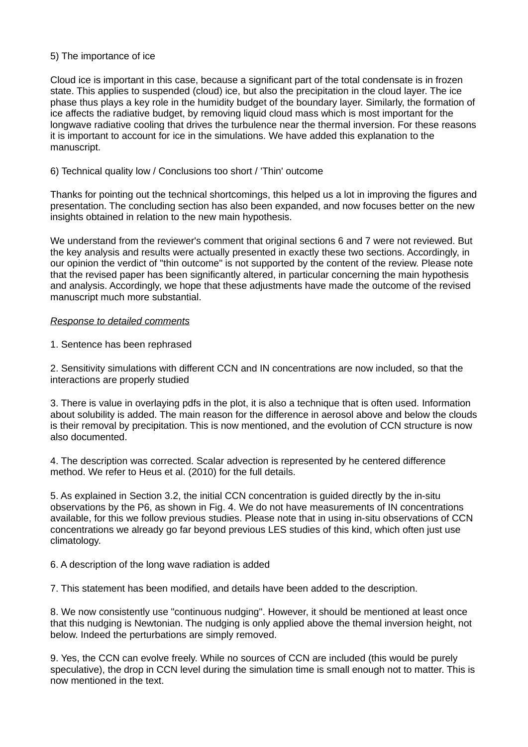5) The importance of ice

Cloud ice is important in this case, because a significant part of the total condensate is in frozen state. This applies to suspended (cloud) ice, but also the precipitation in the cloud layer. The ice phase thus plays a key role in the humidity budget of the boundary layer. Similarly, the formation of ice affects the radiative budget, by removing liquid cloud mass which is most important for the longwave radiative cooling that drives the turbulence near the thermal inversion. For these reasons it is important to account for ice in the simulations. We have added this explanation to the manuscript.

6) Technical quality low / Conclusions too short / 'Thin' outcome

Thanks for pointing out the technical shortcomings, this helped us a lot in improving the figures and presentation. The concluding section has also been expanded, and now focuses better on the new insights obtained in relation to the new main hypothesis.

We understand from the reviewer's comment that original sections 6 and 7 were not reviewed. But the key analysis and results were actually presented in exactly these two sections. Accordingly, in our opinion the verdict of "thin outcome" is not supported by the content of the review. Please note that the revised paper has been significantly altered, in particular concerning the main hypothesis and analysis. Accordingly, we hope that these adjustments have made the outcome of the revised manuscript much more substantial.

*Response to detailed comments*

1. Sentence has been rephrased

2. Sensitivity simulations with different CCN and IN concentrations are now included, so that the interactions are properly studied

3. There is value in overlaying pdfs in the plot, it is also a technique that is often used. Information about solubility is added. The main reason for the difference in aerosol above and below the clouds is their removal by precipitation. This is now mentioned, and the evolution of CCN structure is now also documented.

4. The description was corrected. Scalar advection is represented by he centered difference method. We refer to Heus et al. (2010) for the full details.

5. As explained in Section 3.2, the initial CCN concentration is guided directly by the in-situ observations by the P6, as shown in Fig. 4. We do not have measurements of IN concentrations available, for this we follow previous studies. Please note that in using in-situ observations of CCN concentrations we already go far beyond previous LES studies of this kind, which often just use climatology.

6. A description of the long wave radiation is added

7. This statement has been modified, and details have been added to the description.

8. We now consistently use "continuous nudging". However, it should be mentioned at least once that this nudging is Newtonian. The nudging is only applied above the themal inversion height, not below. Indeed the perturbations are simply removed.

9. Yes, the CCN can evolve freely. While no sources of CCN are included (this would be purely speculative), the drop in CCN level during the simulation time is small enough not to matter. This is now mentioned in the text.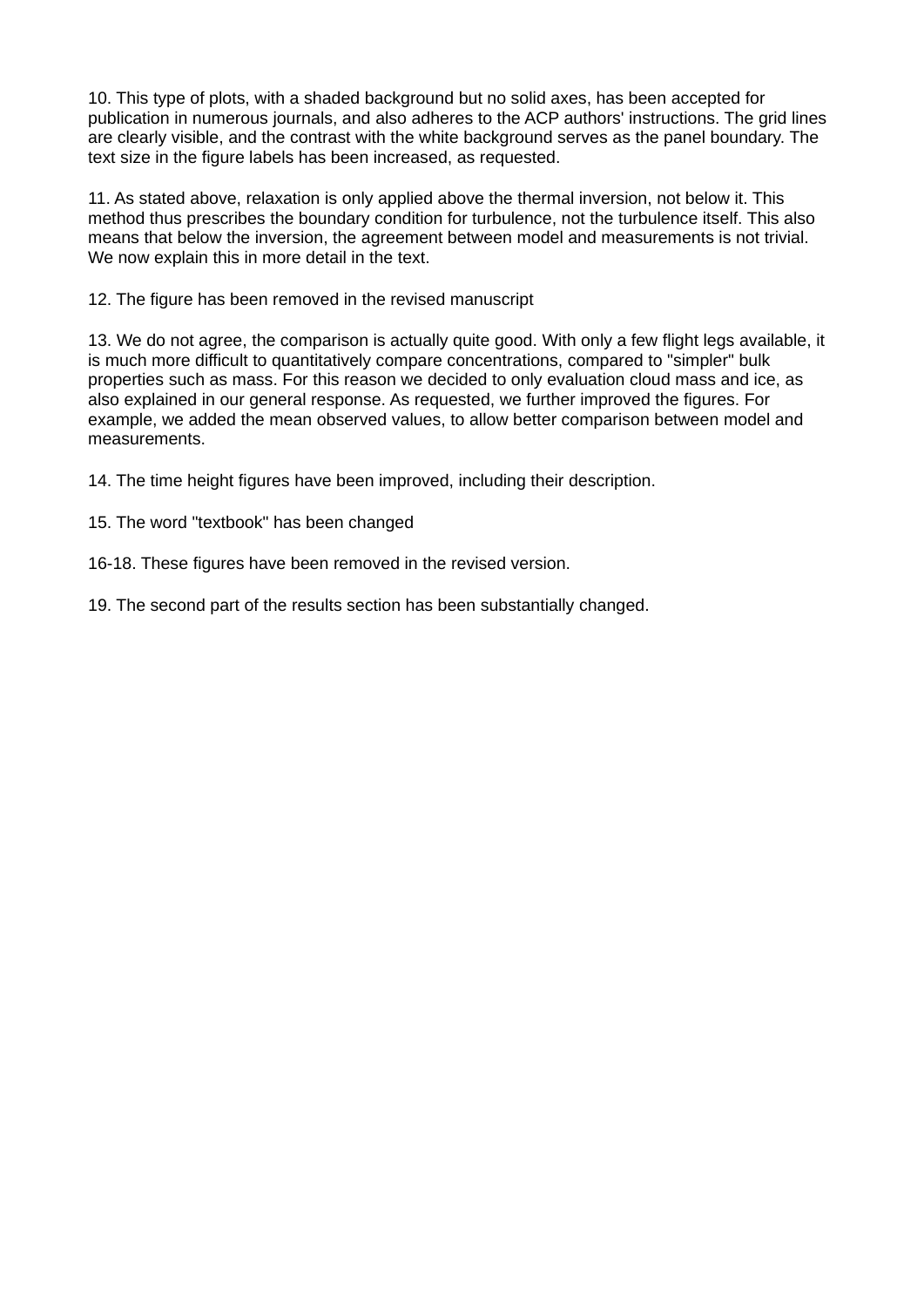10. This type of plots, with a shaded background but no solid axes, has been accepted for publication in numerous journals, and also adheres to the ACP authors' instructions. The grid lines are clearly visible, and the contrast with the white background serves as the panel boundary. The text size in the figure labels has been increased, as requested.

11. As stated above, relaxation is only applied above the thermal inversion, not below it. This method thus prescribes the boundary condition for turbulence, not the turbulence itself. This also means that below the inversion, the agreement between model and measurements is not trivial. We now explain this in more detail in the text.

12. The figure has been removed in the revised manuscript

13. We do not agree, the comparison is actually quite good. With only a few flight legs available, it is much more difficult to quantitatively compare concentrations, compared to "simpler" bulk properties such as mass. For this reason we decided to only evaluation cloud mass and ice, as also explained in our general response. As requested, we further improved the figures. For example, we added the mean observed values, to allow better comparison between model and measurements.

14. The time height figures have been improved, including their description.

15. The word "textbook" has been changed

16-18. These figures have been removed in the revised version.

19. The second part of the results section has been substantially changed.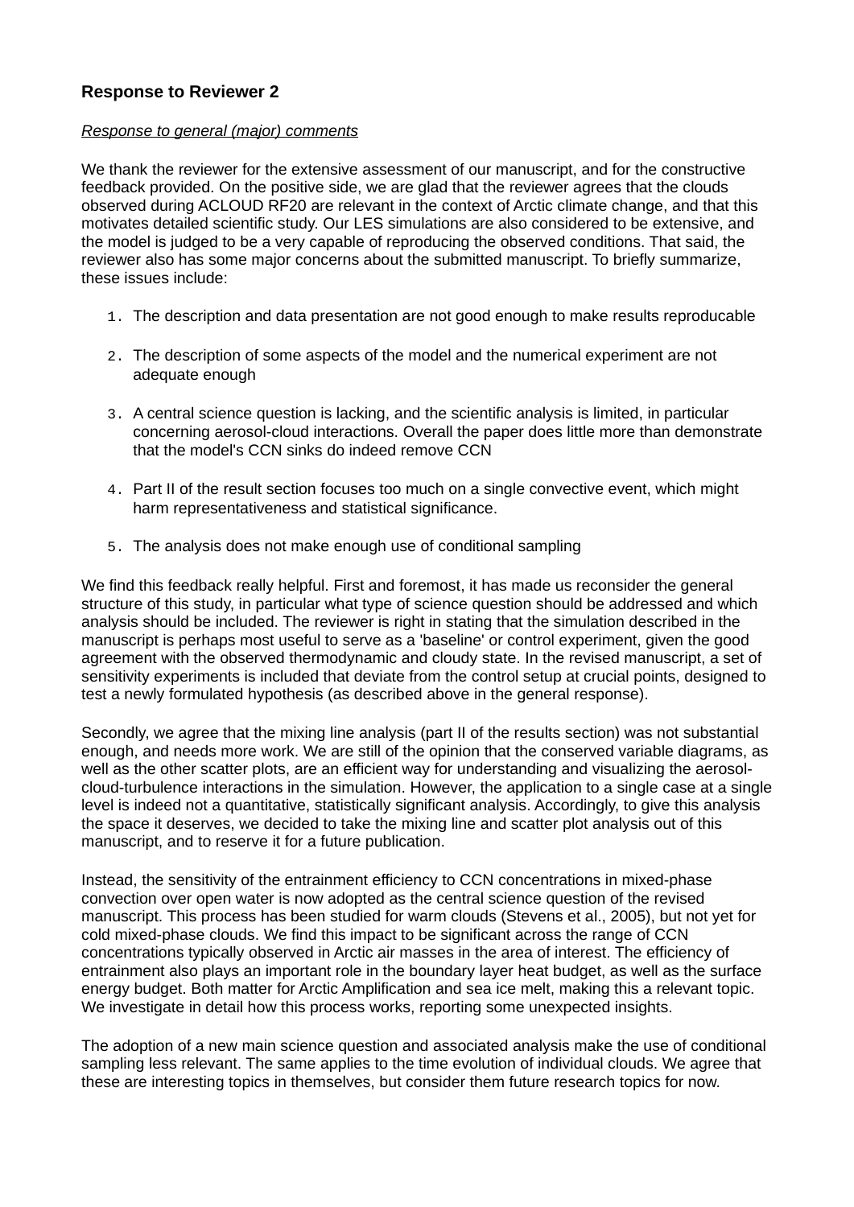**Response to Reviewer 2**

*Response to general (major) comments*

We thank the reviewer for the extensive assessment of our manuscript, and for the constructive feedback provided. On the positive side, we are glad that the reviewer agrees that the clouds observed during ACLOUD RF20 are relevant in the context of Arctic climate change, and that this motivates detailed scientific study. Our LES simulations are also considered to be extensive, and the model is judged to be a very capable of reproducing the observed conditions. That said, the reviewer also has some major concerns about the submitted manuscript. To briefly summarize, these issues include:

1. The description and data presentation are not good enough to make results reproducable
2. The description of some aspects of the model and the numerical experiment are not adequate enough
3. A central science question is lacking, and the scientific analysis is limited, in particular concerning aerosol-cloud interactions. Overall the paper does little more than demonstrate that the model's CCN sinks do indeed remove CCN
4. Part II of the result section focuses too much on a single convective event, which might harm representativeness and statistical significance.
5. The analysis does not make enough use of conditional sampling

We find this feedback really helpful. First and foremost, it has made us reconsider the general structure of this study, in particular what type of science question should be addressed and which analysis should be included. The reviewer is right in stating that the simulation described in the manuscript is perhaps most useful to serve as a 'baseline' or control experiment, given the good agreement with the observed thermodynamic and cloudy state. In the revised manuscript, a set of sensitivity experiments is included that deviate from the control setup at crucial points, designed to test a newly formulated hypothesis (as described above in the general response).

Secondly, we agree that the mixing line analysis (part II of the results section) was not substantial enough, and needs more work. We are still of the opinion that the conserved variable diagrams, as well as the other scatter plots, are an efficient way for understanding and visualizing the aerosol-cloud-turbulence interactions in the simulation. However, the application to a single case at a single level is indeed not a quantitative, statistically significant analysis. Accordingly, to give this analysis the space it deserves, we decided to take the mixing line and scatter plot analysis out of this manuscript, and to reserve it for a future publication.

Instead, the sensitivity of the entrainment efficiency to CCN concentrations in mixed-phase convection over open water is now adopted as the central science question of the revised manuscript. This process has been studied for warm clouds (Stevens et al., 2005), but not yet for cold mixed-phase clouds. We find this impact to be significant across the range of CCN concentrations typically observed in Arctic air masses in the area of interest. The efficiency of entrainment also plays an important role in the boundary layer heat budget, as well as the surface energy budget. Both matter for Arctic Amplification and sea ice melt, making this a relevant topic. We investigate in detail how this process works, reporting some unexpected insights.

The adoption of a new main science question and associated analysis make the use of conditional sampling less relevant. The same applies to the time evolution of individual clouds. We agree that these are interesting topics in themselves, but consider them future research topics for now.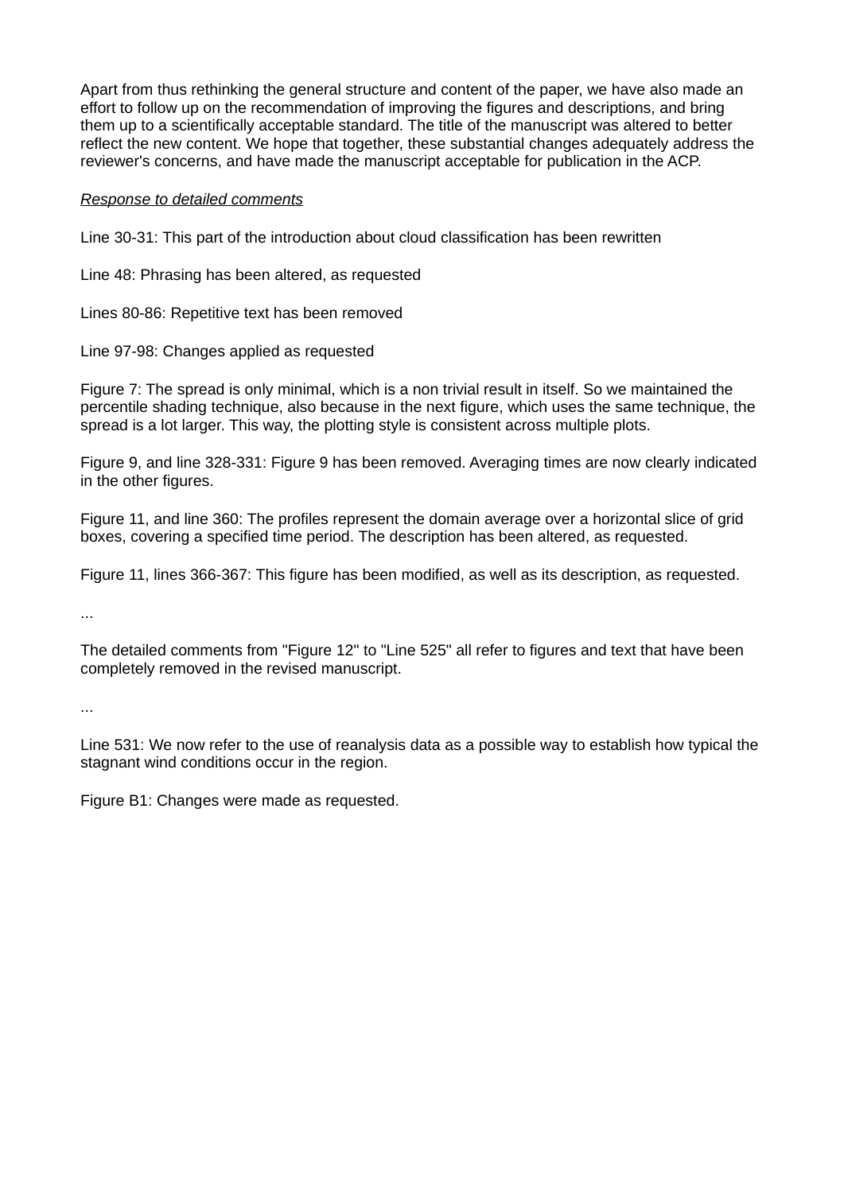Apart from thus rethinking the general structure and content of the paper, we have also made an effort to follow up on the recommendation of improving the figures and descriptions, and bring them up to a scientifically acceptable standard. The title of the manuscript was altered to better reflect the new content. We hope that together, these substantial changes adequately address the reviewer's concerns, and have made the manuscript acceptable for publication in the ACP.

*Response to detailed comments*

Line 30-31: This part of the introduction about cloud classification has been rewritten

Line 48: Phrasing has been altered, as requested

Lines 80-86: Repetitive text has been removed

Line 97-98: Changes applied as requested

Figure 7: The spread is only minimal, which is a non trivial result in itself. So we maintained the percentile shading technique, also because in the next figure, which uses the same technique, the spread is a lot larger. This way, the plotting style is consistent across multiple plots.

Figure 9, and line 328-331: Figure 9 has been removed. Averaging times are now clearly indicated in the other figures.

Figure 11, and line 360: The profiles represent the domain average over a horizontal slice of grid boxes, covering a specified time period. The description has been altered, as requested.

Figure 11, lines 366-367: This figure has been modified, as well as its description, as requested.

...

The detailed comments from "Figure 12" to "Line 525" all refer to figures and text that have been completely removed in the revised manuscript.

...

Line 531: We now refer to the use of reanalysis data as a possible way to establish how typical the stagnant wind conditions occur in the region.

Figure B1: Changes were made as requested.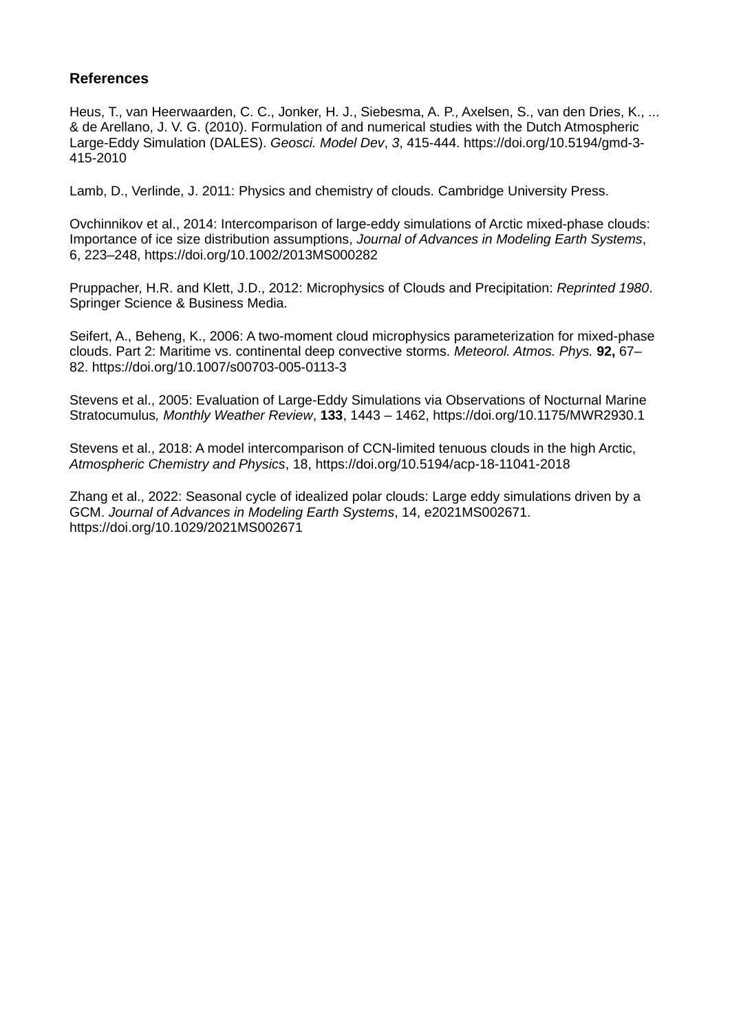## References

Heus, T., van Heerwaarden, C. C., Jonker, H. J., Siebesma, A. P., Axelsen, S., van den Dries, K., ... & de Arellano, J. V. G. (2010). Formulation of and numerical studies with the Dutch Atmospheric Large-Eddy Simulation (DALES). *Geosci. Model Dev*, *3*, 415-444. https://doi.org/10.5194/gmd-3-415-2010

Lamb, D., Verlinde, J. 2011: Physics and chemistry of clouds. Cambridge University Press.

Ovchinnikov et al., 2014: Intercomparison of large-eddy simulations of Arctic mixed-phase clouds: Importance of ice size distribution assumptions, *Journal of Advances in Modeling Earth Systems*, 6, 223–248, https://doi.org/10.1002/2013MS000282

Pruppacher, H.R. and Klett, J.D., 2012: Microphysics of Clouds and Precipitation: *Reprinted 1980*. Springer Science & Business Media.

Seifert, A., Beheng, K., 2006: A two-moment cloud microphysics parameterization for mixed-phase clouds. Part 2: Maritime vs. continental deep convective storms. *Meteorol. Atmos. Phys.* **92,** 67–82. https://doi.org/10.1007/s00703-005-0113-3

Stevens et al., 2005: Evaluation of Large-Eddy Simulations via Observations of Nocturnal Marine Stratocumulus*, Monthly Weather Review*, **133**, 1443 – 1462, https://doi.org/10.1175/MWR2930.1

Stevens et al., 2018: A model intercomparison of CCN-limited tenuous clouds in the high Arctic, *Atmospheric Chemistry and Physics*, 18, https://doi.org/10.5194/acp-18-11041-2018

Zhang et al., 2022: Seasonal cycle of idealized polar clouds: Large eddy simulations driven by a GCM. *Journal of Advances in Modeling Earth Systems*, 14, e2021MS002671. https://doi.org/10.1029/2021MS002671